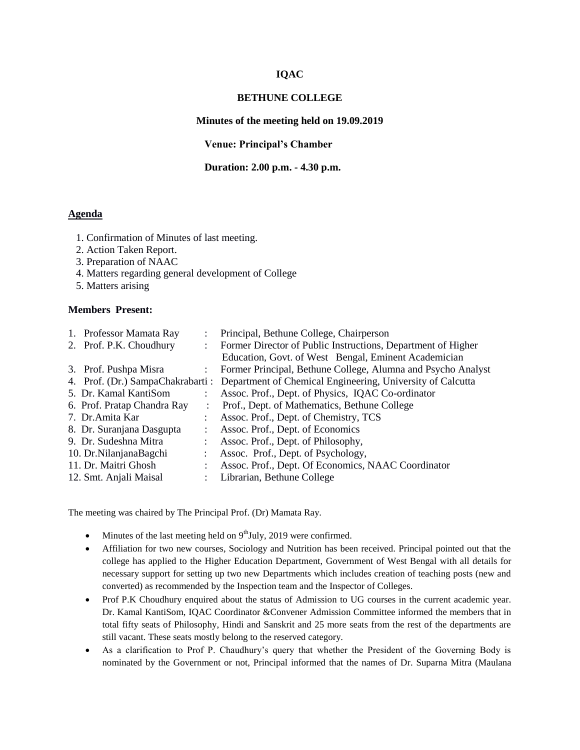**IQAC**

**BETHUNE COLLEGE**

**Minutes of the meeting held on 19.09.2019**

**Venue: Principal's Chamber**

**Duration: 2.00 p.m. - 4.30 p.m.**

## Agenda

1. Confirmation of Minutes of last meeting.
2. Action Taken Report.
3. Preparation of NAAC
4. Matters regarding general development of College
5. Matters arising

**Members Present:**

| | | |
|---|---|---|
| 1. Professor Mamata Ray | : | Principal, Bethune College, Chairperson |
| 2. Prof. P.K. Choudhury | : | Former Director of Public Instructions, Department of Higher Education, Govt. of West Bengal, Eminent Academician |
| 3. Prof. Pushpa Misra | : | Former Principal, Bethune College, Alumna and Psycho Analyst |
| 4. Prof. (Dr.) SampaChakrabarti | : | Department of Chemical Engineering, University of Calcutta |
| 5. Dr. Kamal KantiSom | : | Assoc. Prof., Dept. of Physics, IQAC Co-ordinator |
| 6. Prof. Pratap Chandra Ray | : | Prof., Dept. of Mathematics, Bethune College |
| 7. Dr.Amita Kar | : | Assoc. Prof., Dept. of Chemistry, TCS |
| 8. Dr. Suranjana Dasgupta | : | Assoc. Prof., Dept. of Economics |
| 9. Dr. Sudeshna Mitra | : | Assoc. Prof., Dept. of Philosophy, |
| 10. Dr.NilanjanaBagchi | : | Assoc. Prof., Dept. of Psychology, |
| 11. Dr. Maitri Ghosh | : | Assoc. Prof., Dept. Of Economics, NAAC Coordinator |
| 12. Smt. Anjali Maisal | : | Librarian, Bethune College |

The meeting was chaired by The Principal Prof. (Dr) Mamata Ray.

- Minutes of the last meeting held on 9thJuly, 2019 were confirmed.
- Affiliation for two new courses, Sociology and Nutrition has been received. Principal pointed out that the college has applied to the Higher Education Department, Government of West Bengal with all details for necessary support for setting up two new Departments which includes creation of teaching posts (new and converted) as recommended by the Inspection team and the Inspector of Colleges.
- Prof P.K Choudhury enquired about the status of Admission to UG courses in the current academic year. Dr. Kamal KantiSom, IQAC Coordinator &Convener Admission Committee informed the members that in total fifty seats of Philosophy, Hindi and Sanskrit and 25 more seats from the rest of the departments are still vacant. These seats mostly belong to the reserved category.
- As a clarification to Prof P. Chaudhury's query that whether the President of the Governing Body is nominated by the Government or not, Principal informed that the names of Dr. Suparna Mitra (Maulana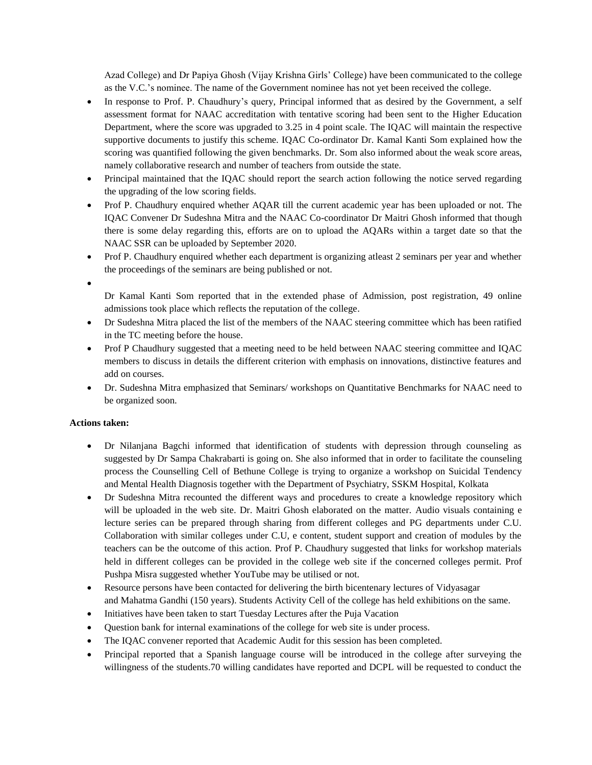Azad College) and Dr Papiya Ghosh (Vijay Krishna Girls' College) have been communicated to the college as the V.C.'s nominee. The name of the Government nominee has not yet been received the college.

- In response to Prof. P. Chaudhury's query, Principal informed that as desired by the Government, a self assessment format for NAAC accreditation with tentative scoring had been sent to the Higher Education Department, where the score was upgraded to 3.25 in 4 point scale. The IQAC will maintain the respective supportive documents to justify this scheme. IQAC Co-ordinator Dr. Kamal Kanti Som explained how the scoring was quantified following the given benchmarks. Dr. Som also informed about the weak score areas, namely collaborative research and number of teachers from outside the state.
- Principal maintained that the IQAC should report the search action following the notice served regarding the upgrading of the low scoring fields.
- Prof P. Chaudhury enquired whether AQAR till the current academic year has been uploaded or not. The IQAC Convener Dr Sudeshna Mitra and the NAAC Co-coordinator Dr Maitri Ghosh informed that though there is some delay regarding this, efforts are on to upload the AQARs within a target date so that the NAAC SSR can be uploaded by September 2020.
- Prof P. Chaudhury enquired whether each department is organizing atleast 2 seminars per year and whether the proceedings of the seminars are being published or not.
- Dr Kamal Kanti Som reported that in the extended phase of Admission, post registration, 49 online admissions took place which reflects the reputation of the college.
- Dr Sudeshna Mitra placed the list of the members of the NAAC steering committee which has been ratified in the TC meeting before the house.
- Prof P Chaudhury suggested that a meeting need to be held between NAAC steering committee and IQAC members to discuss in details the different criterion with emphasis on innovations, distinctive features and add on courses.
- Dr. Sudeshna Mitra emphasized that Seminars/ workshops on Quantitative Benchmarks for NAAC need to be organized soon.

**Actions taken:**

- Dr Nilanjana Bagchi informed that identification of students with depression through counseling as suggested by Dr Sampa Chakrabarti is going on. She also informed that in order to facilitate the counseling process the Counselling Cell of Bethune College is trying to organize a workshop on Suicidal Tendency and Mental Health Diagnosis together with the Department of Psychiatry, SSKM Hospital, Kolkata
- Dr Sudeshna Mitra recounted the different ways and procedures to create a knowledge repository which will be uploaded in the web site. Dr. Maitri Ghosh elaborated on the matter. Audio visuals containing e lecture series can be prepared through sharing from different colleges and PG departments under C.U. Collaboration with similar colleges under C.U, e content, student support and creation of modules by the teachers can be the outcome of this action. Prof P. Chaudhury suggested that links for workshop materials held in different colleges can be provided in the college web site if the concerned colleges permit. Prof Pushpa Misra suggested whether YouTube may be utilised or not.
- Resource persons have been contacted for delivering the birth bicentenary lectures of Vidyasagar and Mahatma Gandhi (150 years). Students Activity Cell of the college has held exhibitions on the same.
- Initiatives have been taken to start Tuesday Lectures after the Puja Vacation
- Question bank for internal examinations of the college for web site is under process.
- The IQAC convener reported that Academic Audit for this session has been completed.
- Principal reported that a Spanish language course will be introduced in the college after surveying the willingness of the students.70 willing candidates have reported and DCPL will be requested to conduct the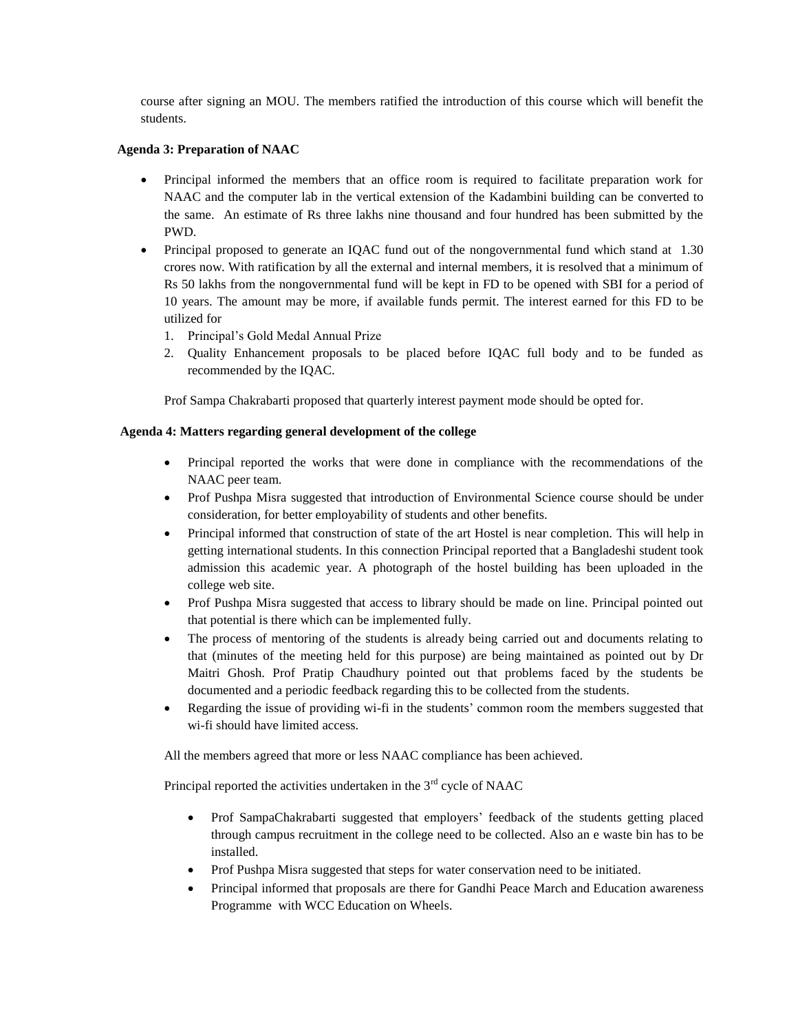course after signing an MOU. The members ratified the introduction of this course which will benefit the students.

**Agenda 3: Preparation of NAAC**

- Principal informed the members that an office room is required to facilitate preparation work for NAAC and the computer lab in the vertical extension of the Kadambini building can be converted to the same. An estimate of Rs three lakhs nine thousand and four hundred has been submitted by the PWD.
- Principal proposed to generate an IQAC fund out of the nongovernmental fund which stand at 1.30 crores now. With ratification by all the external and internal members, it is resolved that a minimum of Rs 50 lakhs from the nongovernmental fund will be kept in FD to be opened with SBI for a period of 10 years. The amount may be more, if available funds permit. The interest earned for this FD to be utilized for
  1. Principal's Gold Medal Annual Prize
  2. Quality Enhancement proposals to be placed before IQAC full body and to be funded as recommended by the IQAC.

  Prof Sampa Chakrabarti proposed that quarterly interest payment mode should be opted for.

**Agenda 4: Matters regarding general development of the college**

- Principal reported the works that were done in compliance with the recommendations of the NAAC peer team.
- Prof Pushpa Misra suggested that introduction of Environmental Science course should be under consideration, for better employability of students and other benefits.
- Principal informed that construction of state of the art Hostel is near completion. This will help in getting international students. In this connection Principal reported that a Bangladeshi student took admission this academic year. A photograph of the hostel building has been uploaded in the college web site.
- Prof Pushpa Misra suggested that access to library should be made on line. Principal pointed out that potential is there which can be implemented fully.
- The process of mentoring of the students is already being carried out and documents relating to that (minutes of the meeting held for this purpose) are being maintained as pointed out by Dr Maitri Ghosh. Prof Pratip Chaudhury pointed out that problems faced by the students be documented and a periodic feedback regarding this to be collected from the students.
- Regarding the issue of providing wi-fi in the students' common room the members suggested that wi-fi should have limited access.

All the members agreed that more or less NAAC compliance has been achieved.

Principal reported the activities undertaken in the 3rd cycle of NAAC

- Prof SampaChakrabarti suggested that employers' feedback of the students getting placed through campus recruitment in the college need to be collected. Also an e waste bin has to be installed.
- Prof Pushpa Misra suggested that steps for water conservation need to be initiated.
- Principal informed that proposals are there for Gandhi Peace March and Education awareness Programme with WCC Education on Wheels.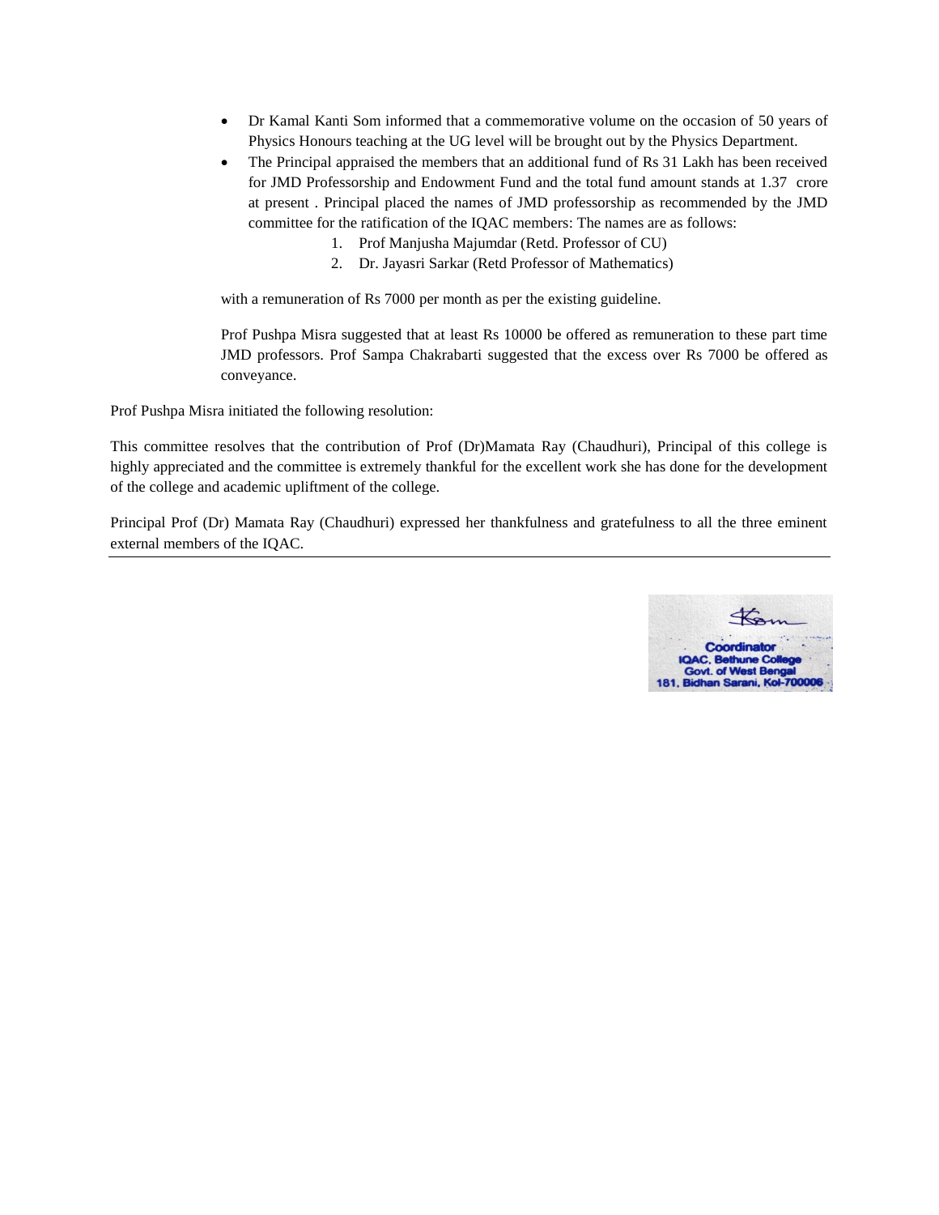- Dr Kamal Kanti Som informed that a commemorative volume on the occasion of 50 years of Physics Honours teaching at the UG level will be brought out by the Physics Department.
- The Principal appraised the members that an additional fund of Rs 31 Lakh has been received for JMD Professorship and Endowment Fund and the total fund amount stands at 1.37 crore at present . Principal placed the names of JMD professorship as recommended by the JMD committee for the ratification of the IQAC members: The names are as follows:
  1. Prof Manjusha Majumdar (Retd. Professor of CU)
  2. Dr. Jayasri Sarkar (Retd Professor of Mathematics)

  with a remuneration of Rs 7000 per month as per the existing guideline.

  Prof Pushpa Misra suggested that at least Rs 10000 be offered as remuneration to these part time JMD professors. Prof Sampa Chakrabarti suggested that the excess over Rs 7000 be offered as conveyance.

Prof Pushpa Misra initiated the following resolution:

This committee resolves that the contribution of Prof (Dr)Mamata Ray (Chaudhuri), Principal of this college is highly appreciated and the committee is extremely thankful for the excellent work she has done for the development of the college and academic upliftment of the college.

Principal Prof (Dr) Mamata Ray (Chaudhuri) expressed her thankfulness and gratefulness to all the three eminent external members of the IQAC.

---

Coordinator
IQAC, Bethune College
Govt. of West Bengal
181, Bidhan Sarani, Kol-700006